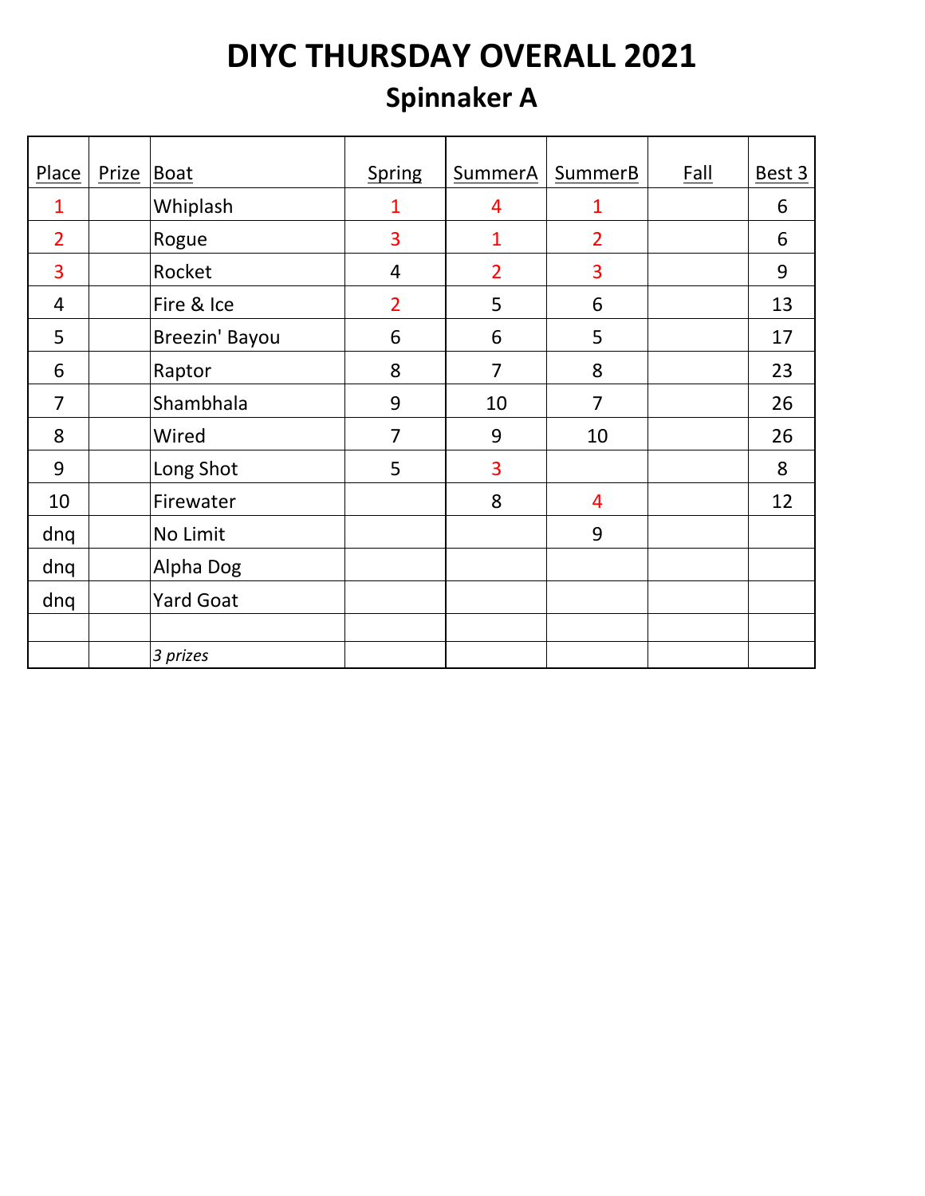# DIYC THURSDAY OVERALL 2021

## Spinnaker A

| Place | Prize | Boat | Spring | SummerA | SummerB | Fall | Best 3 |
|---|---|---|---|---|---|---|---|
| 1 | | Whiplash | 1 | 4 | 1 | | 6 |
| 2 | | Rogue | 3 | 1 | 2 | | 6 |
| 3 | | Rocket | 4 | 2 | 3 | | 9 |
| 4 | | Fire & Ice | 2 | 5 | 6 | | 13 |
| 5 | | Breezin' Bayou | 6 | 6 | 5 | | 17 |
| 6 | | Raptor | 8 | 7 | 8 | | 23 |
| 7 | | Shambhala | 9 | 10 | 7 | | 26 |
| 8 | | Wired | 7 | 9 | 10 | | 26 |
| 9 | | Long Shot | 5 | 3 | | | 8 |
| 10 | | Firewater | | 8 | 4 | | 12 |
| dnq | | No Limit | | | 9 | | |
| dnq | | Alpha Dog | | | | | |
| dnq | | Yard Goat | | | | | |
| | | | | | | | |
| | | *3 prizes* | | | | | |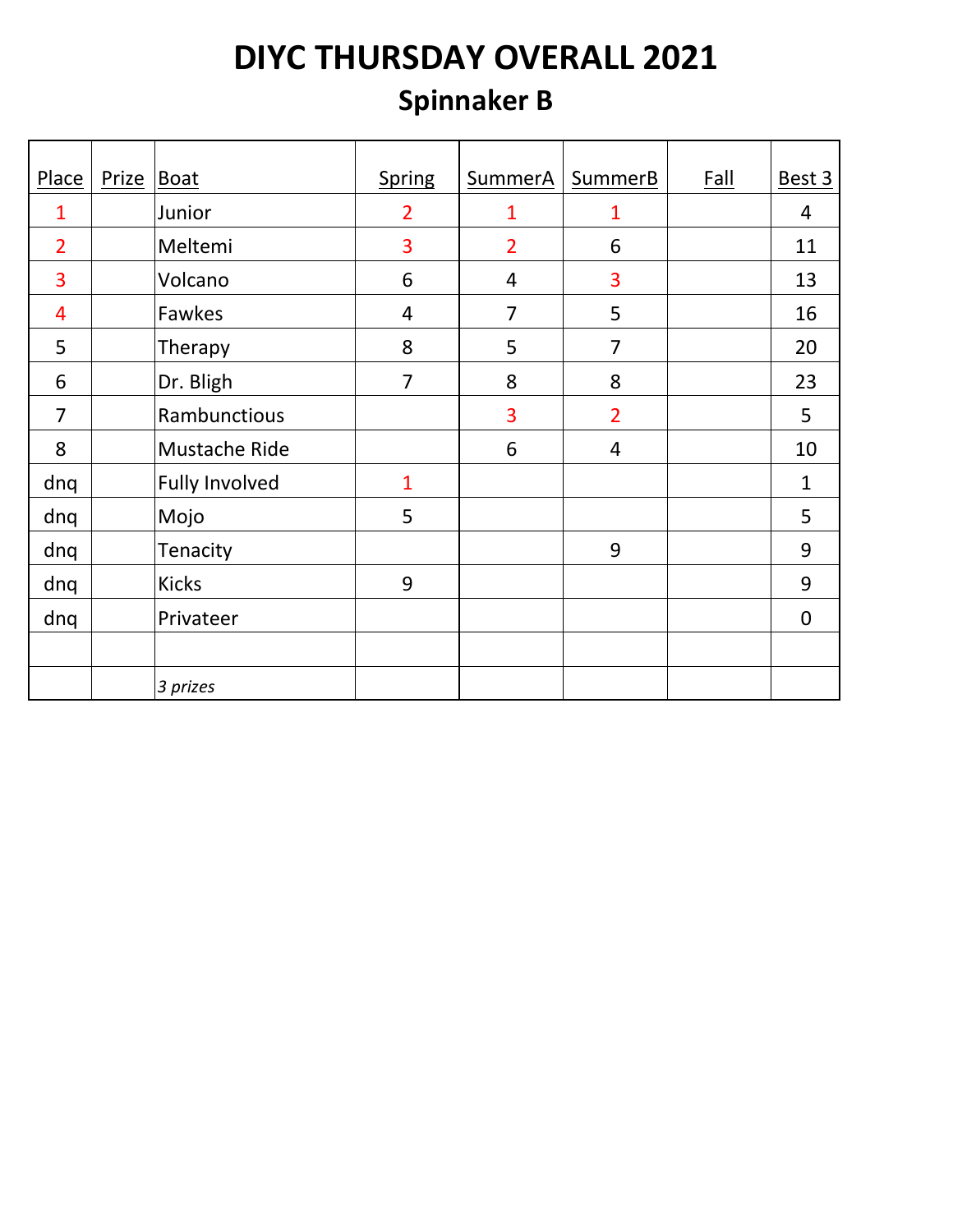# DIYC THURSDAY OVERALL 2021

## Spinnaker B

| Place | Prize | Boat | Spring | SummerA | SummerB | Fall | Best 3 |
|---|---|---|---|---|---|---|---|
| 1 | | Junior | 2 | 1 | 1 | | 4 |
| 2 | | Meltemi | 3 | 2 | 6 | | 11 |
| 3 | | Volcano | 6 | 4 | 3 | | 13 |
| 4 | | Fawkes | 4 | 7 | 5 | | 16 |
| 5 | | Therapy | 8 | 5 | 7 | | 20 |
| 6 | | Dr. Bligh | 7 | 8 | 8 | | 23 |
| 7 | | Rambunctious | | 3 | 2 | | 5 |
| 8 | | Mustache Ride | | 6 | 4 | | 10 |
| dnq | | Fully Involved | 1 | | | | 1 |
| dnq | | Mojo | 5 | | | | 5 |
| dnq | | Tenacity | | | 9 | | 9 |
| dnq | | Kicks | 9 | | | | 9 |
| dnq | | Privateer | | | | | 0 |
| | | | | | | | |
| | | *3 prizes* | | | | | |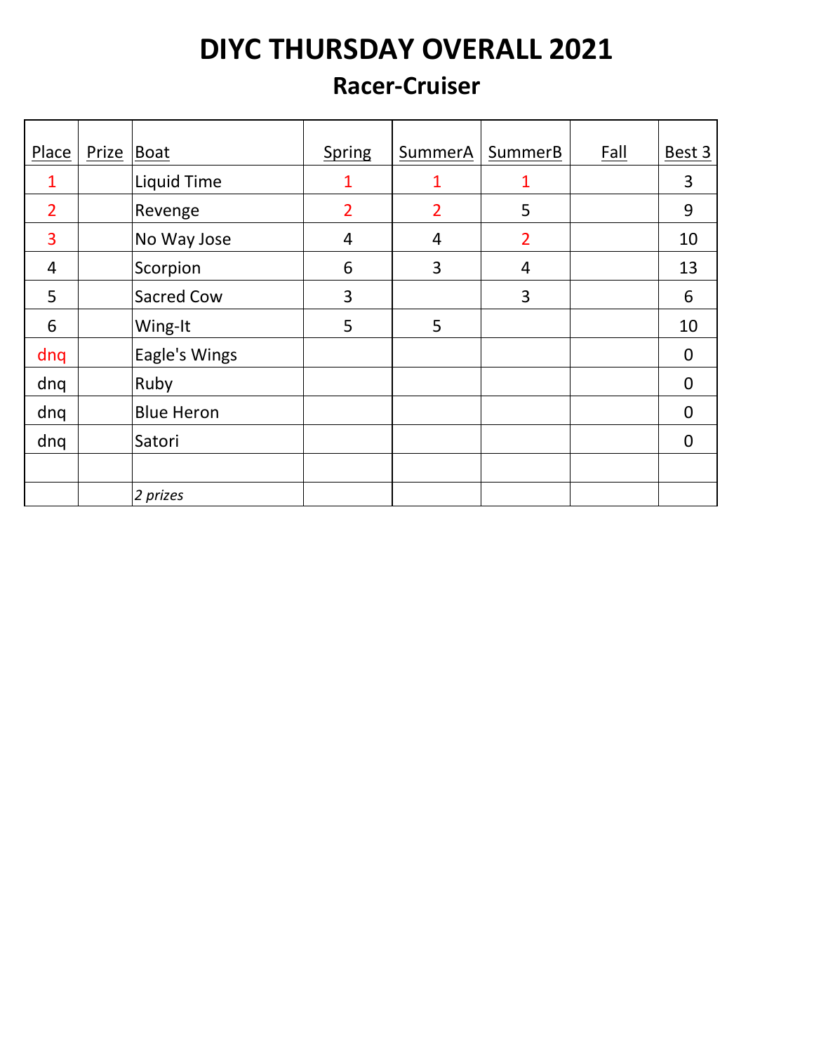# DIYC THURSDAY OVERALL 2021

## Racer-Cruiser

| Place | Prize | Boat | Spring | SummerA | SummerB | Fall | Best 3 |
|---|---|---|---|---|---|---|---|
| 1 | | Liquid Time | 1 | 1 | 1 | | 3 |
| 2 | | Revenge | 2 | 2 | 5 | | 9 |
| 3 | | No Way Jose | 4 | 4 | 2 | | 10 |
| 4 | | Scorpion | 6 | 3 | 4 | | 13 |
| 5 | | Sacred Cow | 3 | | 3 | | 6 |
| 6 | | Wing-It | 5 | 5 | | | 10 |
| dnq | | Eagle's Wings | | | | | 0 |
| dnq | | Ruby | | | | | 0 |
| dnq | | Blue Heron | | | | | 0 |
| dnq | | Satori | | | | | 0 |
| | | | | | | | |
| | | *2 prizes* | | | | | |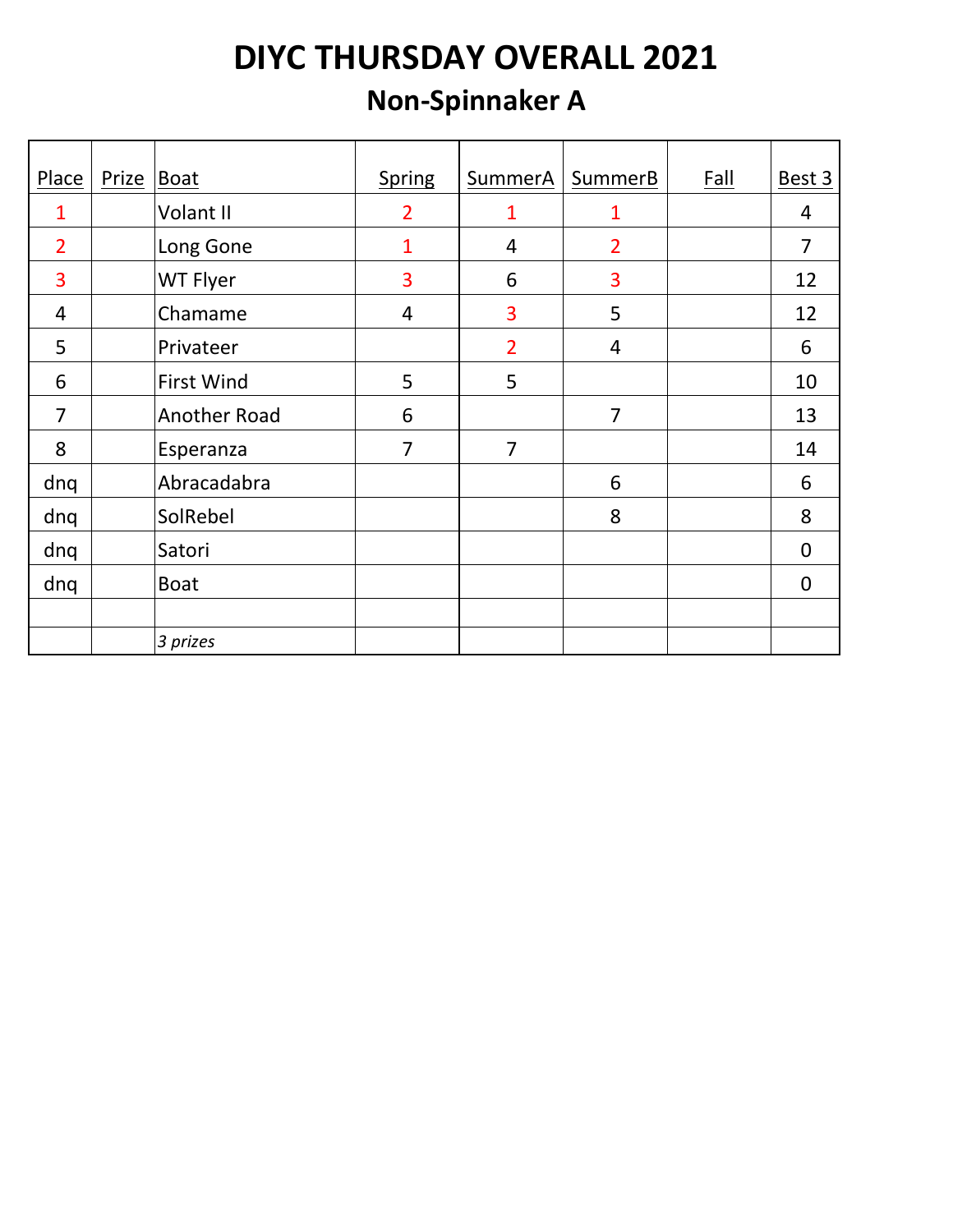# DIYC THURSDAY OVERALL 2021

## Non-Spinnaker A

| Place | Prize | Boat | Spring | SummerA | SummerB | Fall | Best 3 |
|---|---|---|---|---|---|---|---|
| 1 | | Volant II | 2 | 1 | 1 | | 4 |
| 2 | | Long Gone | 1 | 4 | 2 | | 7 |
| 3 | | WT Flyer | 3 | 6 | 3 | | 12 |
| 4 | | Chamame | 4 | 3 | 5 | | 12 |
| 5 | | Privateer | | 2 | 4 | | 6 |
| 6 | | First Wind | 5 | 5 | | | 10 |
| 7 | | Another Road | 6 | | 7 | | 13 |
| 8 | | Esperanza | 7 | 7 | | | 14 |
| dnq | | Abracadabra | | | 6 | | 6 |
| dnq | | SolRebel | | | 8 | | 8 |
| dnq | | Satori | | | | | 0 |
| dnq | | Boat | | | | | 0 |
| | | | | | | | |
| | | *3 prizes* | | | | | |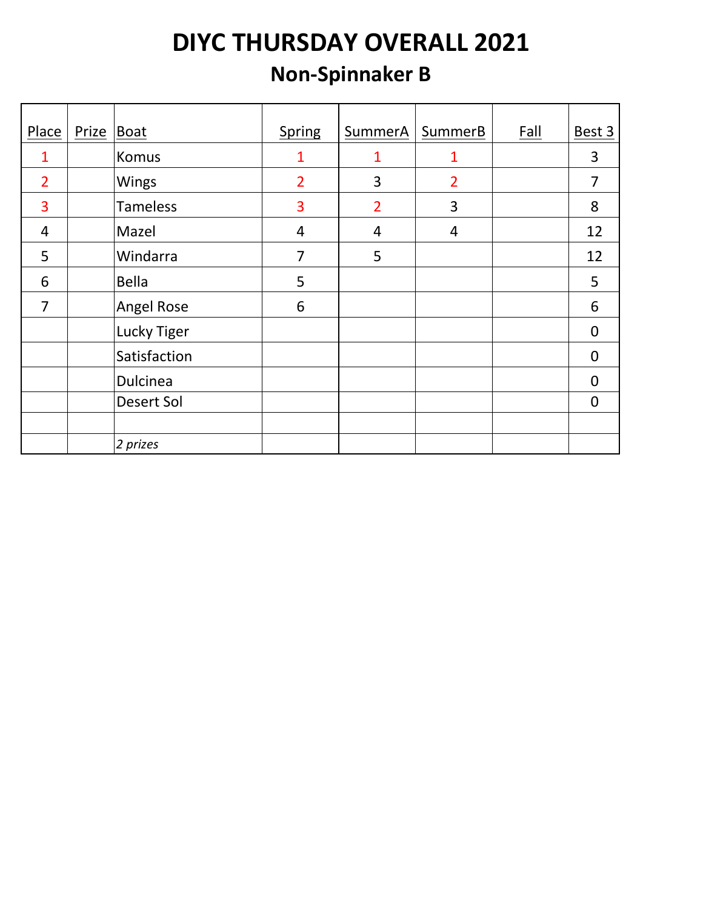# DIYC THURSDAY OVERALL 2021

## Non-Spinnaker B

| Place | Prize | Boat | Spring | SummerA | SummerB | Fall | Best 3 |
|---|---|---|---|---|---|---|---|
| 1 | | Komus | 1 | 1 | 1 | | 3 |
| 2 | | Wings | 2 | 3 | 2 | | 7 |
| 3 | | Tameless | 3 | 2 | 3 | | 8 |
| 4 | | Mazel | 4 | 4 | 4 | | 12 |
| 5 | | Windarra | 7 | 5 | | | 12 |
| 6 | | Bella | 5 | | | | 5 |
| 7 | | Angel Rose | 6 | | | | 6 |
| | | Lucky Tiger | | | | | 0 |
| | | Satisfaction | | | | | 0 |
| | | Dulcinea | | | | | 0 |
| | | Desert Sol | | | | | 0 |
| | | | | | | | |
| | | *2 prizes* | | | | | |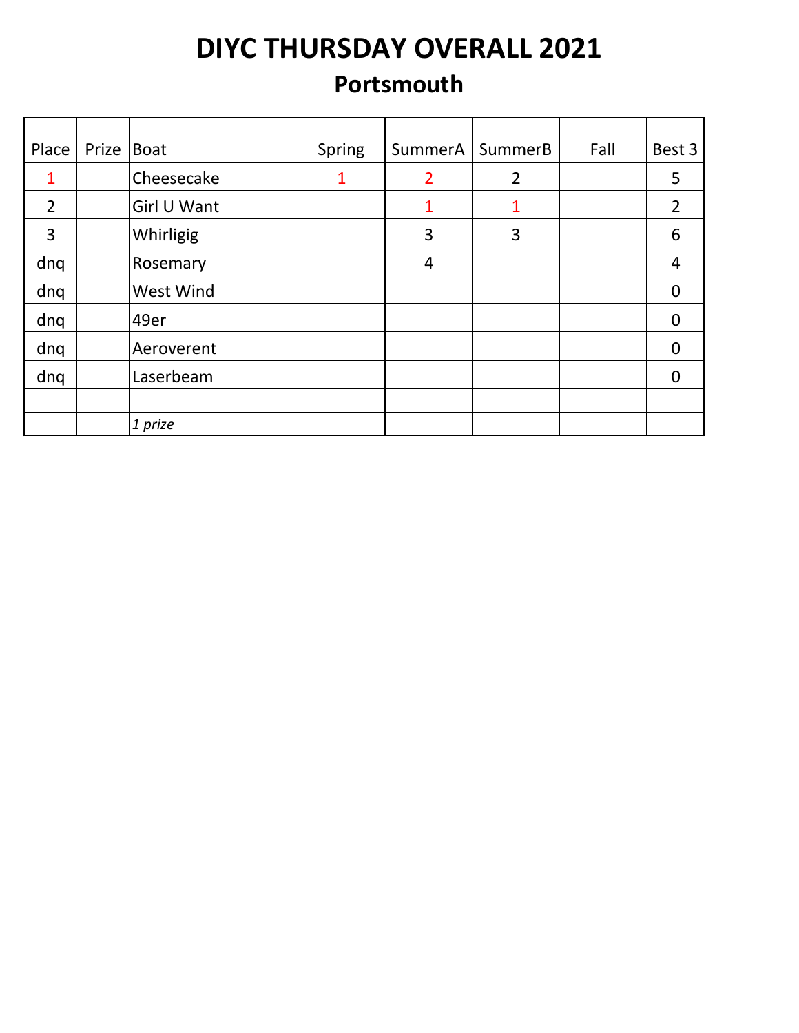# DIYC THURSDAY OVERALL 2021

## Portsmouth

| Place | Prize | Boat | Spring | SummerA | SummerB | Fall | Best 3 |
|---|---|---|---|---|---|---|---|
| 1 | | Cheesecake | 1 | 2 | 2 | | 5 |
| 2 | | Girl U Want | | 1 | 1 | | 2 |
| 3 | | Whirligig | | 3 | 3 | | 6 |
| dnq | | Rosemary | | 4 | | | 4 |
| dnq | | West Wind | | | | | 0 |
| dnq | | 49er | | | | | 0 |
| dnq | | Aeroverent | | | | | 0 |
| dnq | | Laserbeam | | | | | 0 |
| | | | | | | | |
| | | *1 prize* | | | | | |